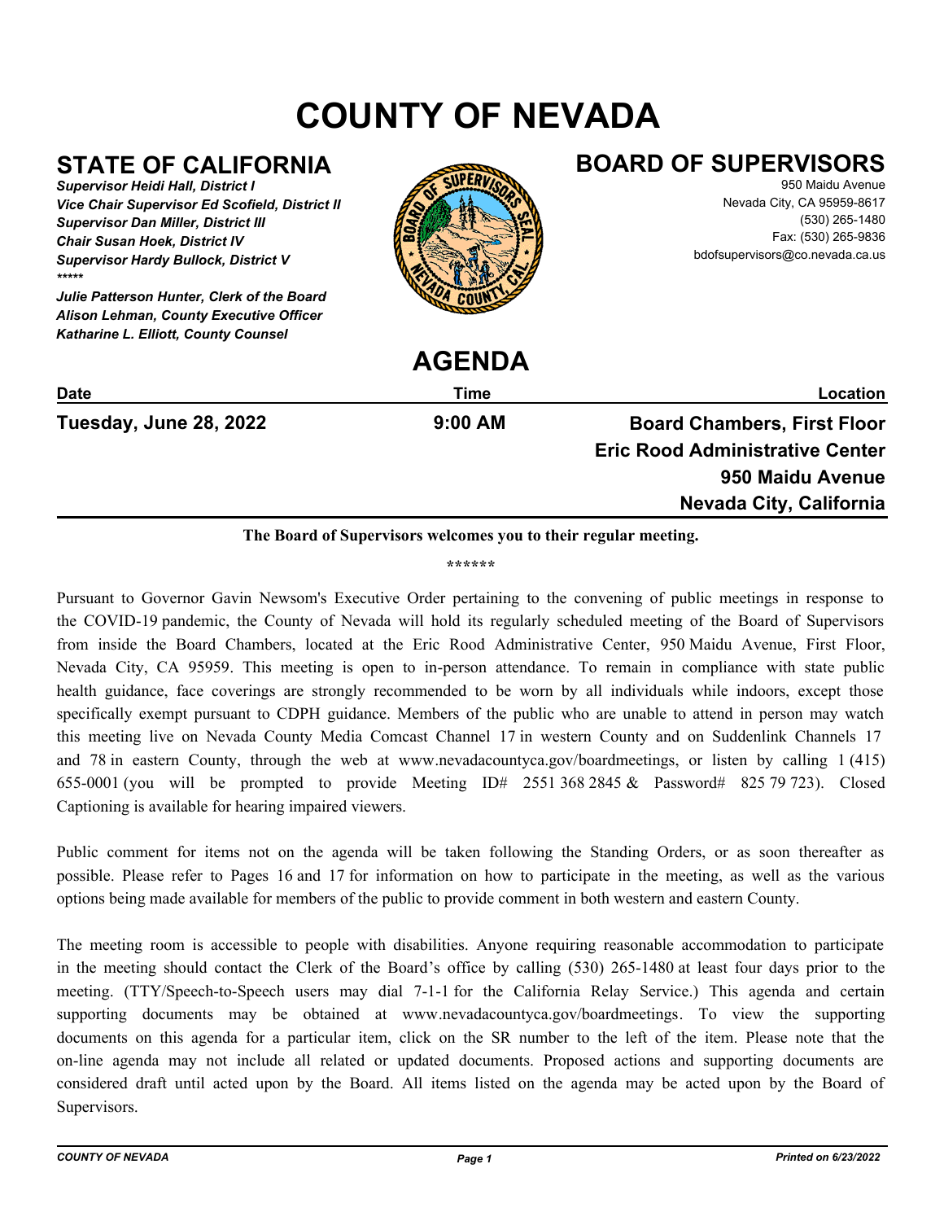# COUNTY OF NEVADA

## STATE OF CALIFORNIA

*Supervisor Heidi Hall, District I*
*Vice Chair Supervisor Ed Scofield, District II*
*Supervisor Dan Miller, District III*
*Chair Susan Hoek, District IV*
*Supervisor Hardy Bullock, District V*
*****
*Julie Patterson Hunter, Clerk of the Board*
*Alison Lehman, County Executive Officer*
*Katharine L. Elliott, County Counsel*

## BOARD OF SUPERVISORS

950 Maidu Avenue
Nevada City, CA 95959-8617
(530) 265-1480
Fax: (530) 265-9836
bdofsupervisors@co.nevada.ca.us

## AGENDA

| Date | Time | Location |
|---|---|---|
| **Tuesday, June 28, 2022** | **9:00 AM** | **Board Chambers, First Floor Eric Rood Administrative Center 950 Maidu Avenue Nevada City, California** |

**The Board of Supervisors welcomes you to their regular meeting.**

******

Pursuant to Governor Gavin Newsom's Executive Order pertaining to the convening of public meetings in response to the COVID-19 pandemic, the County of Nevada will hold its regularly scheduled meeting of the Board of Supervisors from inside the Board Chambers, located at the Eric Rood Administrative Center, 950 Maidu Avenue, First Floor, Nevada City, CA 95959. This meeting is open to in-person attendance. To remain in compliance with state public health guidance, face coverings are strongly recommended to be worn by all individuals while indoors, except those specifically exempt pursuant to CDPH guidance. Members of the public who are unable to attend in person may watch this meeting live on Nevada County Media Comcast Channel 17 in western County and on Suddenlink Channels 17 and 78 in eastern County, through the web at www.nevadacountyca.gov/boardmeetings, or listen by calling 1 (415) 655-0001 (you will be prompted to provide Meeting ID# 2551 368 2845 & Password# 825 79 723). Closed Captioning is available for hearing impaired viewers.

Public comment for items not on the agenda will be taken following the Standing Orders, or as soon thereafter as possible. Please refer to Pages 16 and 17 for information on how to participate in the meeting, as well as the various options being made available for members of the public to provide comment in both western and eastern County.

The meeting room is accessible to people with disabilities. Anyone requiring reasonable accommodation to participate in the meeting should contact the Clerk of the Board's office by calling (530) 265-1480 at least four days prior to the meeting. (TTY/Speech-to-Speech users may dial 7-1-1 for the California Relay Service.) This agenda and certain supporting documents may be obtained at www.nevadacountyca.gov/boardmeetings. To view the supporting documents on this agenda for a particular item, click on the SR number to the left of the item. Please note that the on-line agenda may not include all related or updated documents. Proposed actions and supporting documents are considered draft until acted upon by the Board. All items listed on the agenda may be acted upon by the Board of Supervisors.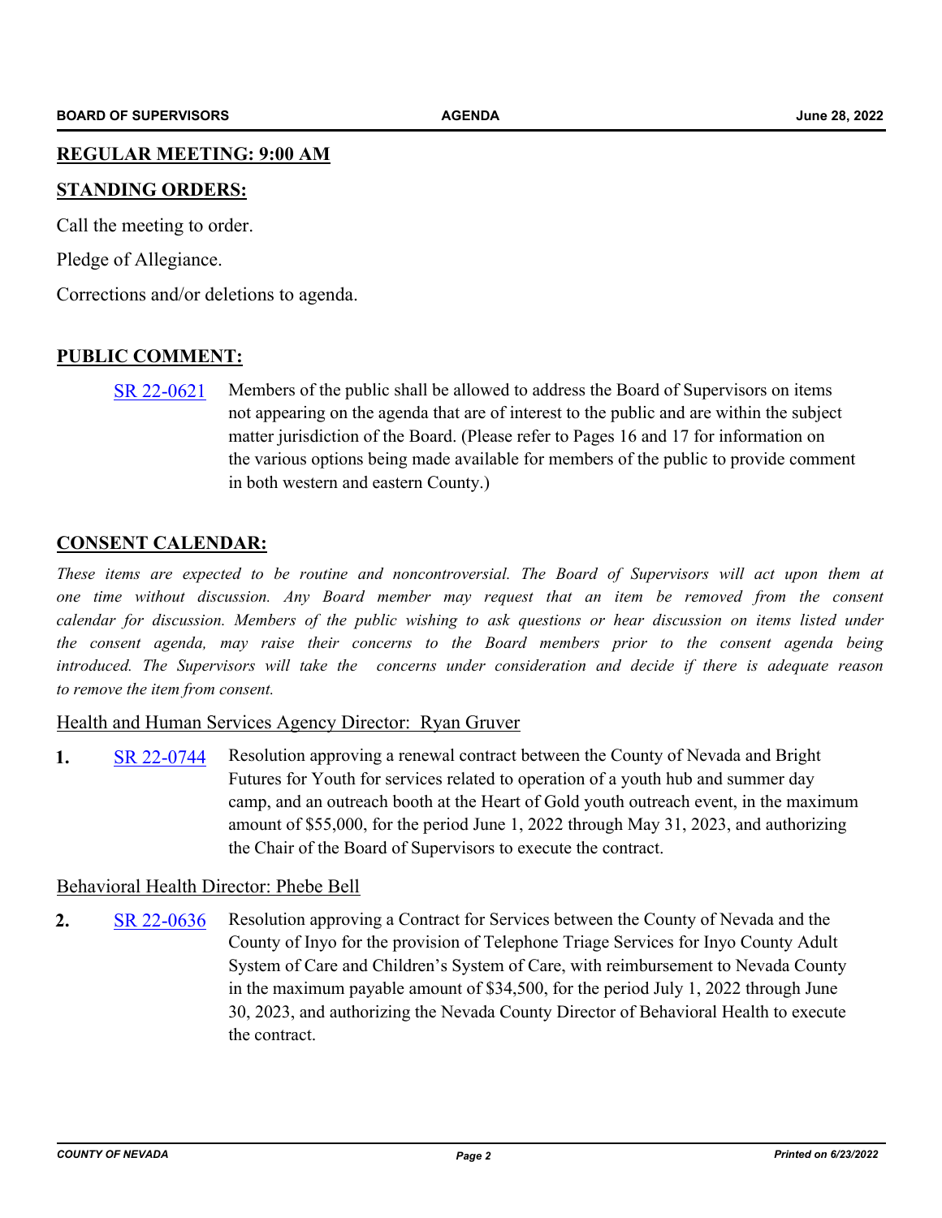## REGULAR MEETING: 9:00 AM

## STANDING ORDERS:

Call the meeting to order.

Pledge of Allegiance.

Corrections and/or deletions to agenda.

## PUBLIC COMMENT:

SR 22-0621 Members of the public shall be allowed to address the Board of Supervisors on items not appearing on the agenda that are of interest to the public and are within the subject matter jurisdiction of the Board. (Please refer to Pages 16 and 17 for information on the various options being made available for members of the public to provide comment in both western and eastern County.)

## CONSENT CALENDAR:

*These items are expected to be routine and noncontroversial. The Board of Supervisors will act upon them at one time without discussion. Any Board member may request that an item be removed from the consent calendar for discussion. Members of the public wishing to ask questions or hear discussion on items listed under the consent agenda, may raise their concerns to the Board members prior to the consent agenda being introduced. The Supervisors will take the concerns under consideration and decide if there is adequate reason to remove the item from consent.*

Health and Human Services Agency Director: Ryan Gruver

**1.** SR 22-0744 Resolution approving a renewal contract between the County of Nevada and Bright Futures for Youth for services related to operation of a youth hub and summer day camp, and an outreach booth at the Heart of Gold youth outreach event, in the maximum amount of $55,000, for the period June 1, 2022 through May 31, 2023, and authorizing the Chair of the Board of Supervisors to execute the contract.

Behavioral Health Director: Phebe Bell

**2.** SR 22-0636 Resolution approving a Contract for Services between the County of Nevada and the County of Inyo for the provision of Telephone Triage Services for Inyo County Adult System of Care and Children's System of Care, with reimbursement to Nevada County in the maximum payable amount of $34,500, for the period July 1, 2022 through June 30, 2023, and authorizing the Nevada County Director of Behavioral Health to execute the contract.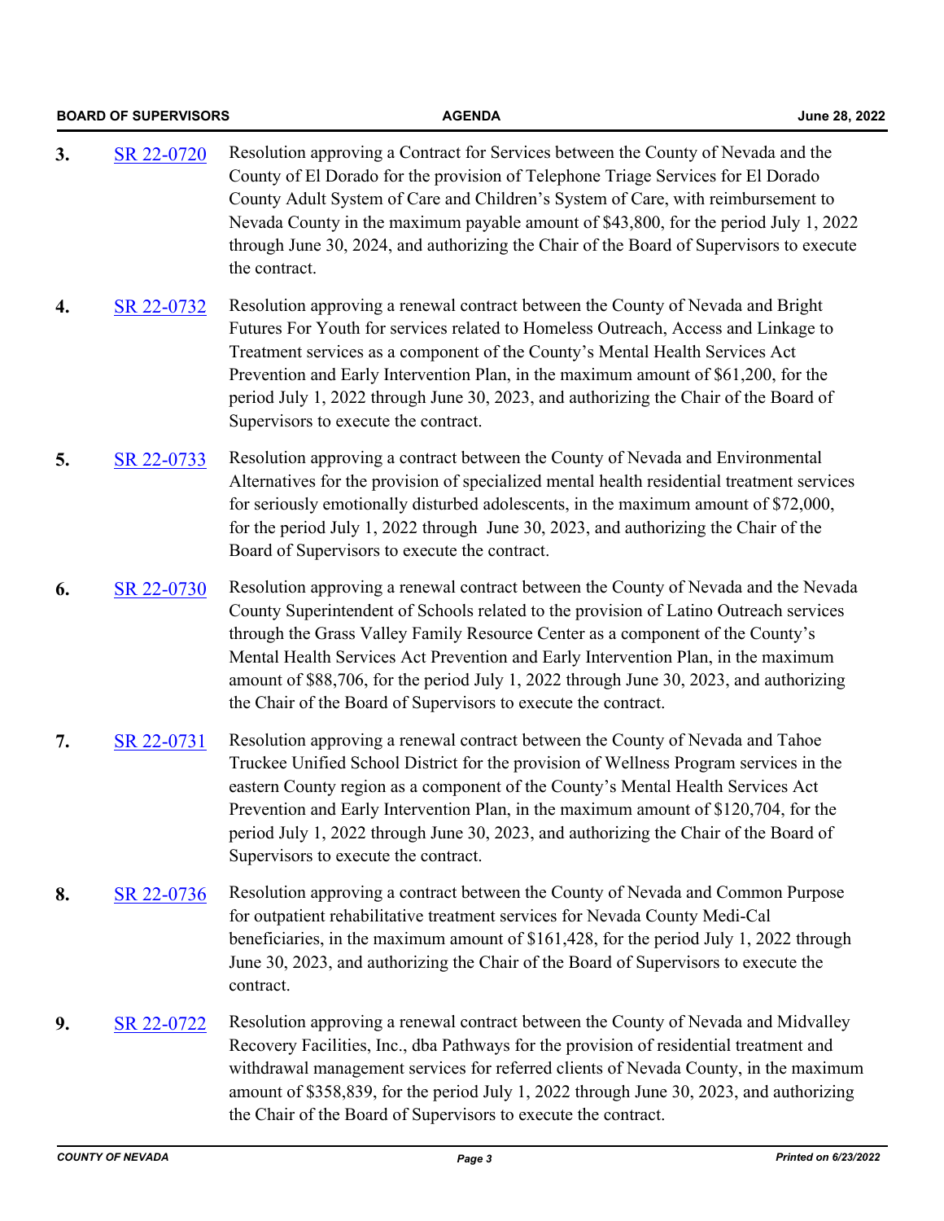3. SR 22-0720 Resolution approving a Contract for Services between the County of Nevada and the County of El Dorado for the provision of Telephone Triage Services for El Dorado County Adult System of Care and Children's System of Care, with reimbursement to Nevada County in the maximum payable amount of $43,800, for the period July 1, 2022 through June 30, 2024, and authorizing the Chair of the Board of Supervisors to execute the contract.

4. SR 22-0732 Resolution approving a renewal contract between the County of Nevada and Bright Futures For Youth for services related to Homeless Outreach, Access and Linkage to Treatment services as a component of the County's Mental Health Services Act Prevention and Early Intervention Plan, in the maximum amount of $61,200, for the period July 1, 2022 through June 30, 2023, and authorizing the Chair of the Board of Supervisors to execute the contract.

5. SR 22-0733 Resolution approving a contract between the County of Nevada and Environmental Alternatives for the provision of specialized mental health residential treatment services for seriously emotionally disturbed adolescents, in the maximum amount of $72,000, for the period July 1, 2022 through June 30, 2023, and authorizing the Chair of the Board of Supervisors to execute the contract.

6. SR 22-0730 Resolution approving a renewal contract between the County of Nevada and the Nevada County Superintendent of Schools related to the provision of Latino Outreach services through the Grass Valley Family Resource Center as a component of the County's Mental Health Services Act Prevention and Early Intervention Plan, in the maximum amount of $88,706, for the period July 1, 2022 through June 30, 2023, and authorizing the Chair of the Board of Supervisors to execute the contract.

7. SR 22-0731 Resolution approving a renewal contract between the County of Nevada and Tahoe Truckee Unified School District for the provision of Wellness Program services in the eastern County region as a component of the County's Mental Health Services Act Prevention and Early Intervention Plan, in the maximum amount of $120,704, for the period July 1, 2022 through June 30, 2023, and authorizing the Chair of the Board of Supervisors to execute the contract.

8. SR 22-0736 Resolution approving a contract between the County of Nevada and Common Purpose for outpatient rehabilitative treatment services for Nevada County Medi-Cal beneficiaries, in the maximum amount of $161,428, for the period July 1, 2022 through June 30, 2023, and authorizing the Chair of the Board of Supervisors to execute the contract.

9. SR 22-0722 Resolution approving a renewal contract between the County of Nevada and Midvalley Recovery Facilities, Inc., dba Pathways for the provision of residential treatment and withdrawal management services for referred clients of Nevada County, in the maximum amount of $358,839, for the period July 1, 2022 through June 30, 2023, and authorizing the Chair of the Board of Supervisors to execute the contract.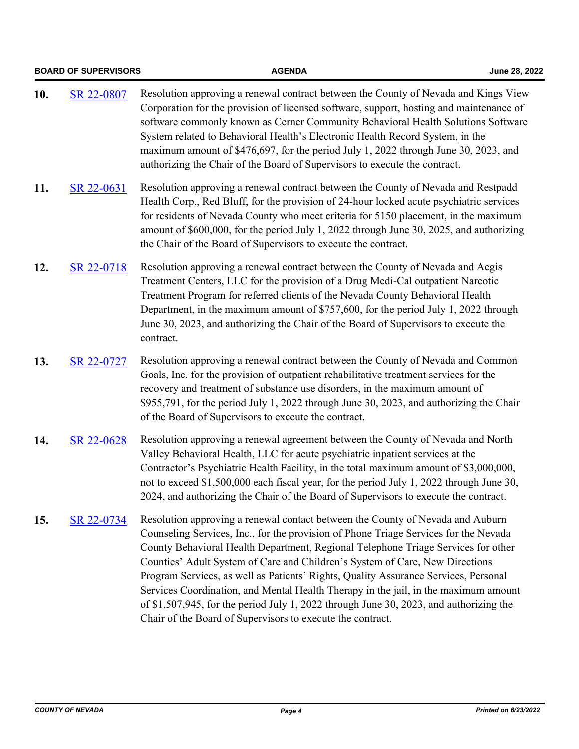**10.** SR 22-0807 Resolution approving a renewal contract between the County of Nevada and Kings View Corporation for the provision of licensed software, support, hosting and maintenance of software commonly known as Cerner Community Behavioral Health Solutions Software System related to Behavioral Health's Electronic Health Record System, in the maximum amount of $476,697, for the period July 1, 2022 through June 30, 2023, and authorizing the Chair of the Board of Supervisors to execute the contract.

**11.** SR 22-0631 Resolution approving a renewal contract between the County of Nevada and Restpadd Health Corp., Red Bluff, for the provision of 24-hour locked acute psychiatric services for residents of Nevada County who meet criteria for 5150 placement, in the maximum amount of $600,000, for the period July 1, 2022 through June 30, 2025, and authorizing the Chair of the Board of Supervisors to execute the contract.

**12.** SR 22-0718 Resolution approving a renewal contract between the County of Nevada and Aegis Treatment Centers, LLC for the provision of a Drug Medi-Cal outpatient Narcotic Treatment Program for referred clients of the Nevada County Behavioral Health Department, in the maximum amount of $757,600, for the period July 1, 2022 through June 30, 2023, and authorizing the Chair of the Board of Supervisors to execute the contract.

**13.** SR 22-0727 Resolution approving a renewal contract between the County of Nevada and Common Goals, Inc. for the provision of outpatient rehabilitative treatment services for the recovery and treatment of substance use disorders, in the maximum amount of $955,791, for the period July 1, 2022 through June 30, 2023, and authorizing the Chair of the Board of Supervisors to execute the contract.

**14.** SR 22-0628 Resolution approving a renewal agreement between the County of Nevada and North Valley Behavioral Health, LLC for acute psychiatric inpatient services at the Contractor's Psychiatric Health Facility, in the total maximum amount of $3,000,000, not to exceed $1,500,000 each fiscal year, for the period July 1, 2022 through June 30, 2024, and authorizing the Chair of the Board of Supervisors to execute the contract.

**15.** SR 22-0734 Resolution approving a renewal contact between the County of Nevada and Auburn Counseling Services, Inc., for the provision of Phone Triage Services for the Nevada County Behavioral Health Department, Regional Telephone Triage Services for other Counties' Adult System of Care and Children's System of Care, New Directions Program Services, as well as Patients' Rights, Quality Assurance Services, Personal Services Coordination, and Mental Health Therapy in the jail, in the maximum amount of $1,507,945, for the period July 1, 2022 through June 30, 2023, and authorizing the Chair of the Board of Supervisors to execute the contract.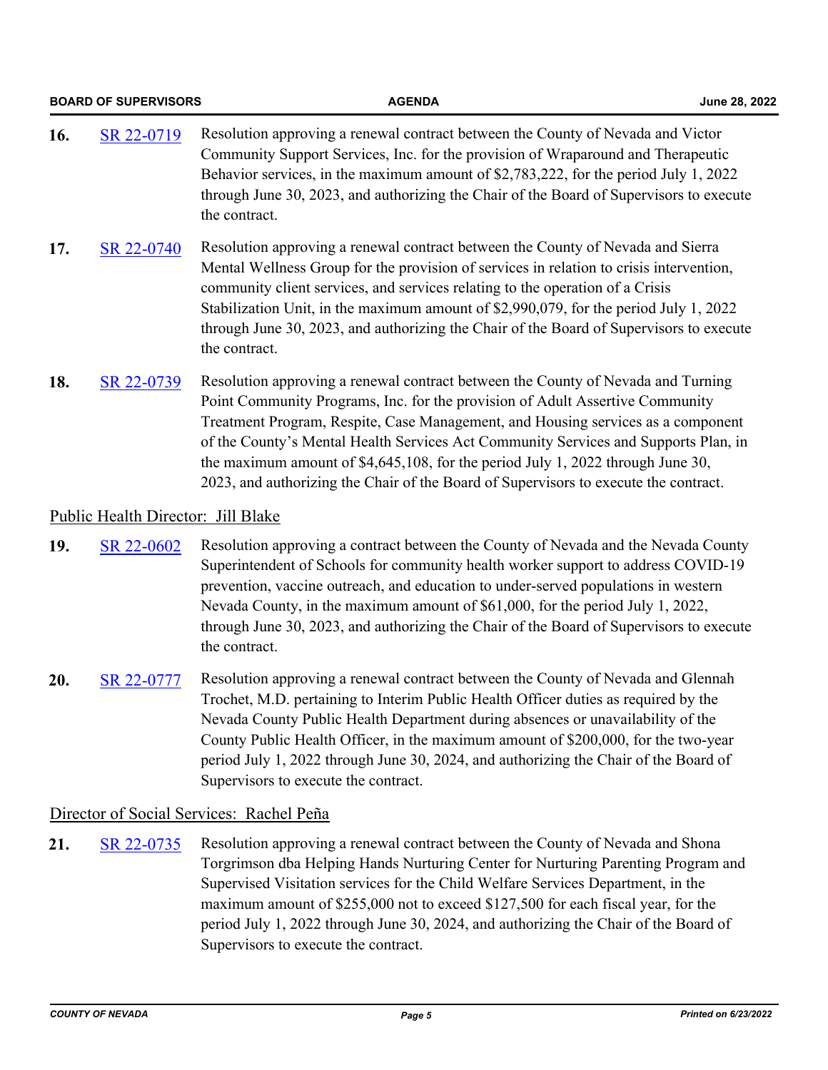**16.** SR 22-0719 Resolution approving a renewal contract between the County of Nevada and Victor Community Support Services, Inc. for the provision of Wraparound and Therapeutic Behavior services, in the maximum amount of $2,783,222, for the period July 1, 2022 through June 30, 2023, and authorizing the Chair of the Board of Supervisors to execute the contract.

**17.** SR 22-0740 Resolution approving a renewal contract between the County of Nevada and Sierra Mental Wellness Group for the provision of services in relation to crisis intervention, community client services, and services relating to the operation of a Crisis Stabilization Unit, in the maximum amount of $2,990,079, for the period July 1, 2022 through June 30, 2023, and authorizing the Chair of the Board of Supervisors to execute the contract.

**18.** SR 22-0739 Resolution approving a renewal contract between the County of Nevada and Turning Point Community Programs, Inc. for the provision of Adult Assertive Community Treatment Program, Respite, Case Management, and Housing services as a component of the County's Mental Health Services Act Community Services and Supports Plan, in the maximum amount of $4,645,108, for the period July 1, 2022 through June 30, 2023, and authorizing the Chair of the Board of Supervisors to execute the contract.

Public Health Director: Jill Blake

**19.** SR 22-0602 Resolution approving a contract between the County of Nevada and the Nevada County Superintendent of Schools for community health worker support to address COVID-19 prevention, vaccine outreach, and education to under-served populations in western Nevada County, in the maximum amount of $61,000, for the period July 1, 2022, through June 30, 2023, and authorizing the Chair of the Board of Supervisors to execute the contract.

**20.** SR 22-0777 Resolution approving a renewal contract between the County of Nevada and Glennah Trochet, M.D. pertaining to Interim Public Health Officer duties as required by the Nevada County Public Health Department during absences or unavailability of the County Public Health Officer, in the maximum amount of $200,000, for the two-year period July 1, 2022 through June 30, 2024, and authorizing the Chair of the Board of Supervisors to execute the contract.

Director of Social Services: Rachel Peña

**21.** SR 22-0735 Resolution approving a renewal contract between the County of Nevada and Shona Torgrimson dba Helping Hands Nurturing Center for Nurturing Parenting Program and Supervised Visitation services for the Child Welfare Services Department, in the maximum amount of $255,000 not to exceed $127,500 for each fiscal year, for the period July 1, 2022 through June 30, 2024, and authorizing the Chair of the Board of Supervisors to execute the contract.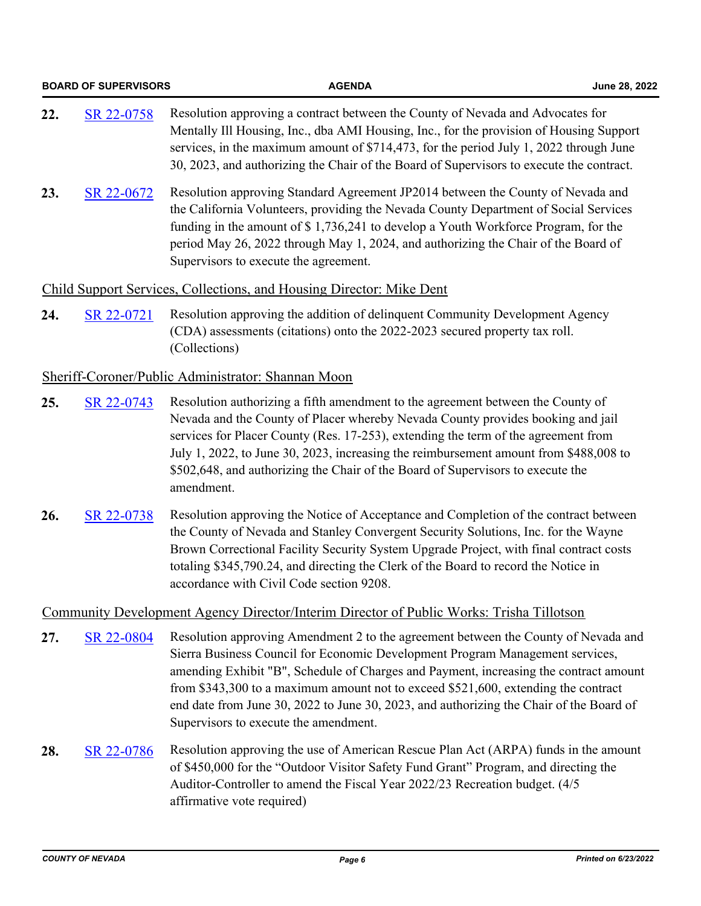**22.** [SR 22-0758] Resolution approving a contract between the County of Nevada and Advocates for Mentally Ill Housing, Inc., dba AMI Housing, Inc., for the provision of Housing Support services, in the maximum amount of $714,473, for the period July 1, 2022 through June 30, 2023, and authorizing the Chair of the Board of Supervisors to execute the contract.

**23.** [SR 22-0672] Resolution approving Standard Agreement JP2014 between the County of Nevada and the California Volunteers, providing the Nevada County Department of Social Services funding in the amount of $ 1,736,241 to develop a Youth Workforce Program, for the period May 26, 2022 through May 1, 2024, and authorizing the Chair of the Board of Supervisors to execute the agreement.

Child Support Services, Collections, and Housing Director: Mike Dent

**24.** [SR 22-0721] Resolution approving the addition of delinquent Community Development Agency (CDA) assessments (citations) onto the 2022-2023 secured property tax roll. (Collections)

Sheriff-Coroner/Public Administrator: Shannan Moon

**25.** [SR 22-0743] Resolution authorizing a fifth amendment to the agreement between the County of Nevada and the County of Placer whereby Nevada County provides booking and jail services for Placer County (Res. 17-253), extending the term of the agreement from July 1, 2022, to June 30, 2023, increasing the reimbursement amount from $488,008 to $502,648, and authorizing the Chair of the Board of Supervisors to execute the amendment.

**26.** [SR 22-0738] Resolution approving the Notice of Acceptance and Completion of the contract between the County of Nevada and Stanley Convergent Security Solutions, Inc. for the Wayne Brown Correctional Facility Security System Upgrade Project, with final contract costs totaling $345,790.24, and directing the Clerk of the Board to record the Notice in accordance with Civil Code section 9208.

Community Development Agency Director/Interim Director of Public Works: Trisha Tillotson

**27.** [SR 22-0804] Resolution approving Amendment 2 to the agreement between the County of Nevada and Sierra Business Council for Economic Development Program Management services, amending Exhibit "B", Schedule of Charges and Payment, increasing the contract amount from $343,300 to a maximum amount not to exceed $521,600, extending the contract end date from June 30, 2022 to June 30, 2023, and authorizing the Chair of the Board of Supervisors to execute the amendment.

**28.** [SR 22-0786] Resolution approving the use of American Rescue Plan Act (ARPA) funds in the amount of $450,000 for the "Outdoor Visitor Safety Fund Grant" Program, and directing the Auditor-Controller to amend the Fiscal Year 2022/23 Recreation budget. (4/5 affirmative vote required)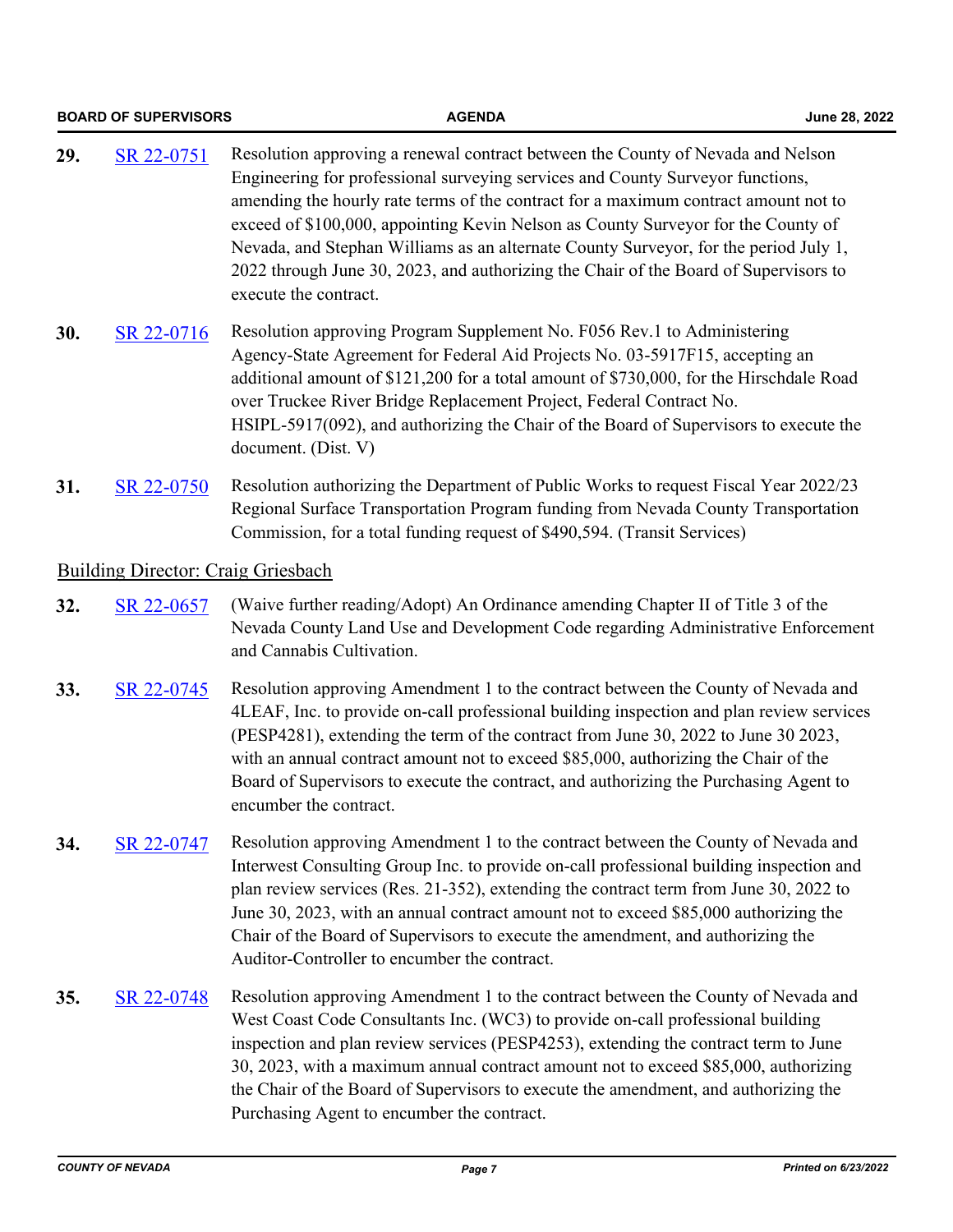**29.** SR 22-0751 Resolution approving a renewal contract between the County of Nevada and Nelson Engineering for professional surveying services and County Surveyor functions, amending the hourly rate terms of the contract for a maximum contract amount not to exceed of $100,000, appointing Kevin Nelson as County Surveyor for the County of Nevada, and Stephan Williams as an alternate County Surveyor, for the period July 1, 2022 through June 30, 2023, and authorizing the Chair of the Board of Supervisors to execute the contract.

**30.** SR 22-0716 Resolution approving Program Supplement No. F056 Rev.1 to Administering Agency-State Agreement for Federal Aid Projects No. 03-5917F15, accepting an additional amount of $121,200 for a total amount of $730,000, for the Hirschdale Road over Truckee River Bridge Replacement Project, Federal Contract No. HSIPL-5917(092), and authorizing the Chair of the Board of Supervisors to execute the document. (Dist. V)

**31.** SR 22-0750 Resolution authorizing the Department of Public Works to request Fiscal Year 2022/23 Regional Surface Transportation Program funding from Nevada County Transportation Commission, for a total funding request of $490,594. (Transit Services)

Building Director: Craig Griesbach

**32.** SR 22-0657 (Waive further reading/Adopt) An Ordinance amending Chapter II of Title 3 of the Nevada County Land Use and Development Code regarding Administrative Enforcement and Cannabis Cultivation.

**33.** SR 22-0745 Resolution approving Amendment 1 to the contract between the County of Nevada and 4LEAF, Inc. to provide on-call professional building inspection and plan review services (PESP4281), extending the term of the contract from June 30, 2022 to June 30 2023, with an annual contract amount not to exceed $85,000, authorizing the Chair of the Board of Supervisors to execute the contract, and authorizing the Purchasing Agent to encumber the contract.

**34.** SR 22-0747 Resolution approving Amendment 1 to the contract between the County of Nevada and Interwest Consulting Group Inc. to provide on-call professional building inspection and plan review services (Res. 21-352), extending the contract term from June 30, 2022 to June 30, 2023, with an annual contract amount not to exceed $85,000 authorizing the Chair of the Board of Supervisors to execute the amendment, and authorizing the Auditor-Controller to encumber the contract.

**35.** SR 22-0748 Resolution approving Amendment 1 to the contract between the County of Nevada and West Coast Code Consultants Inc. (WC3) to provide on-call professional building inspection and plan review services (PESP4253), extending the contract term to June 30, 2023, with a maximum annual contract amount not to exceed $85,000, authorizing the Chair of the Board of Supervisors to execute the amendment, and authorizing the Purchasing Agent to encumber the contract.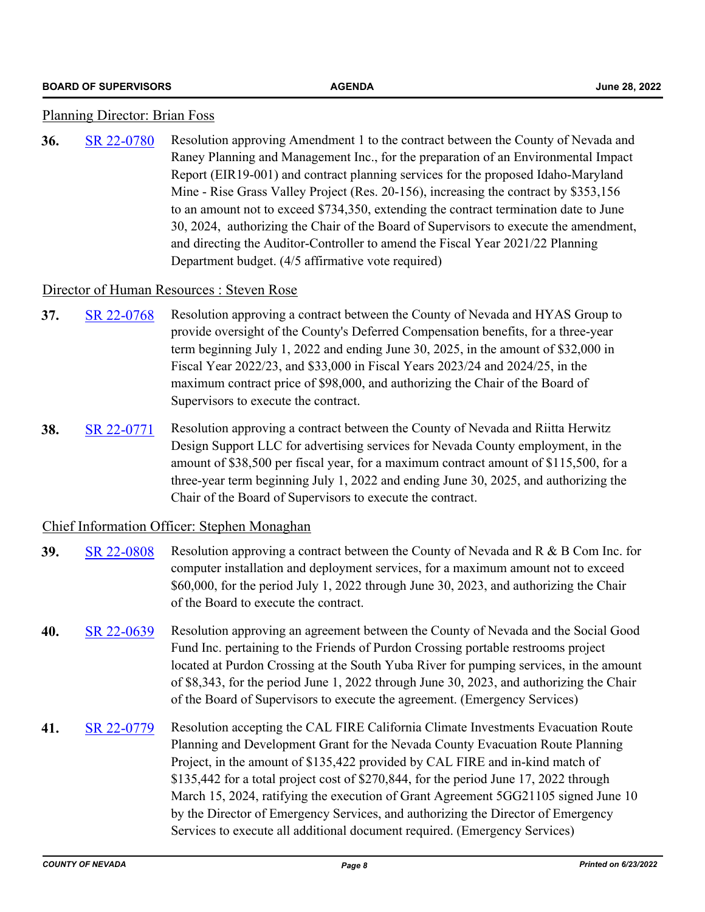Planning Director: Brian Foss

**36.** [SR 22-0780] Resolution approving Amendment 1 to the contract between the County of Nevada and Raney Planning and Management Inc., for the preparation of an Environmental Impact Report (EIR19-001) and contract planning services for the proposed Idaho-Maryland Mine - Rise Grass Valley Project (Res. 20-156), increasing the contract by $353,156 to an amount not to exceed $734,350, extending the contract termination date to June 30, 2024, authorizing the Chair of the Board of Supervisors to execute the amendment, and directing the Auditor-Controller to amend the Fiscal Year 2021/22 Planning Department budget. (4/5 affirmative vote required)

Director of Human Resources : Steven Rose

**37.** [SR 22-0768] Resolution approving a contract between the County of Nevada and HYAS Group to provide oversight of the County's Deferred Compensation benefits, for a three-year term beginning July 1, 2022 and ending June 30, 2025, in the amount of $32,000 in Fiscal Year 2022/23, and $33,000 in Fiscal Years 2023/24 and 2024/25, in the maximum contract price of $98,000, and authorizing the Chair of the Board of Supervisors to execute the contract.

**38.** [SR 22-0771] Resolution approving a contract between the County of Nevada and Riitta Herwitz Design Support LLC for advertising services for Nevada County employment, in the amount of $38,500 per fiscal year, for a maximum contract amount of $115,500, for a three-year term beginning July 1, 2022 and ending June 30, 2025, and authorizing the Chair of the Board of Supervisors to execute the contract.

Chief Information Officer: Stephen Monaghan

**39.** [SR 22-0808] Resolution approving a contract between the County of Nevada and R & B Com Inc. for computer installation and deployment services, for a maximum amount not to exceed $60,000, for the period July 1, 2022 through June 30, 2023, and authorizing the Chair of the Board to execute the contract.

**40.** [SR 22-0639] Resolution approving an agreement between the County of Nevada and the Social Good Fund Inc. pertaining to the Friends of Purdon Crossing portable restrooms project located at Purdon Crossing at the South Yuba River for pumping services, in the amount of $8,343, for the period June 1, 2022 through June 30, 2023, and authorizing the Chair of the Board of Supervisors to execute the agreement. (Emergency Services)

**41.** [SR 22-0779] Resolution accepting the CAL FIRE California Climate Investments Evacuation Route Planning and Development Grant for the Nevada County Evacuation Route Planning Project, in the amount of $135,422 provided by CAL FIRE and in-kind match of $135,442 for a total project cost of $270,844, for the period June 17, 2022 through March 15, 2024, ratifying the execution of Grant Agreement 5GG21105 signed June 10 by the Director of Emergency Services, and authorizing the Director of Emergency Services to execute all additional document required. (Emergency Services)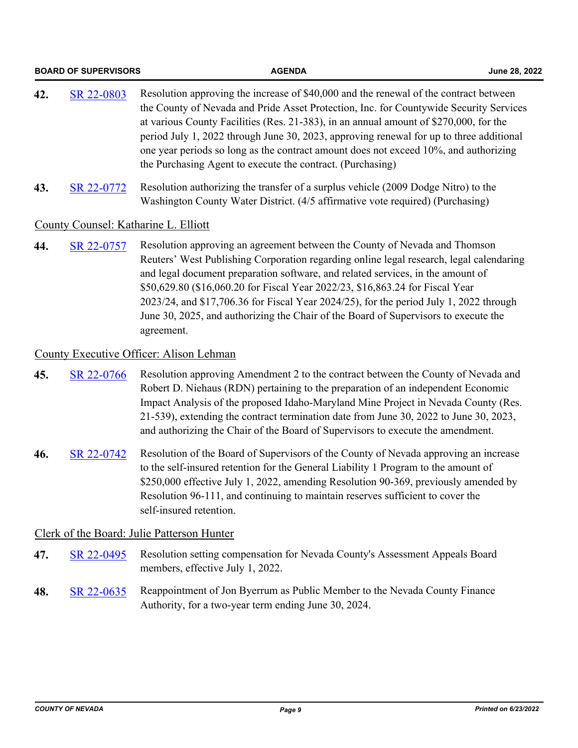**42.** SR 22-0803 Resolution approving the increase of $40,000 and the renewal of the contract between the County of Nevada and Pride Asset Protection, Inc. for Countywide Security Services at various County Facilities (Res. 21-383), in an annual amount of $270,000, for the period July 1, 2022 through June 30, 2023, approving renewal for up to three additional one year periods so long as the contract amount does not exceed 10%, and authorizing the Purchasing Agent to execute the contract. (Purchasing)

**43.** SR 22-0772 Resolution authorizing the transfer of a surplus vehicle (2009 Dodge Nitro) to the Washington County Water District. (4/5 affirmative vote required) (Purchasing)

County Counsel: Katharine L. Elliott

**44.** SR 22-0757 Resolution approving an agreement between the County of Nevada and Thomson Reuters' West Publishing Corporation regarding online legal research, legal calendaring and legal document preparation software, and related services, in the amount of $50,629.80 ($16,060.20 for Fiscal Year 2022/23, $16,863.24 for Fiscal Year 2023/24, and $17,706.36 for Fiscal Year 2024/25), for the period July 1, 2022 through June 30, 2025, and authorizing the Chair of the Board of Supervisors to execute the agreement.

County Executive Officer: Alison Lehman

**45.** SR 22-0766 Resolution approving Amendment 2 to the contract between the County of Nevada and Robert D. Niehaus (RDN) pertaining to the preparation of an independent Economic Impact Analysis of the proposed Idaho-Maryland Mine Project in Nevada County (Res. 21-539), extending the contract termination date from June 30, 2022 to June 30, 2023, and authorizing the Chair of the Board of Supervisors to execute the amendment.

**46.** SR 22-0742 Resolution of the Board of Supervisors of the County of Nevada approving an increase to the self-insured retention for the General Liability 1 Program to the amount of $250,000 effective July 1, 2022, amending Resolution 90-369, previously amended by Resolution 96-111, and continuing to maintain reserves sufficient to cover the self-insured retention.

Clerk of the Board: Julie Patterson Hunter

**47.** SR 22-0495 Resolution setting compensation for Nevada County's Assessment Appeals Board members, effective July 1, 2022.

**48.** SR 22-0635 Reappointment of Jon Byerrum as Public Member to the Nevada County Finance Authority, for a two-year term ending June 30, 2024.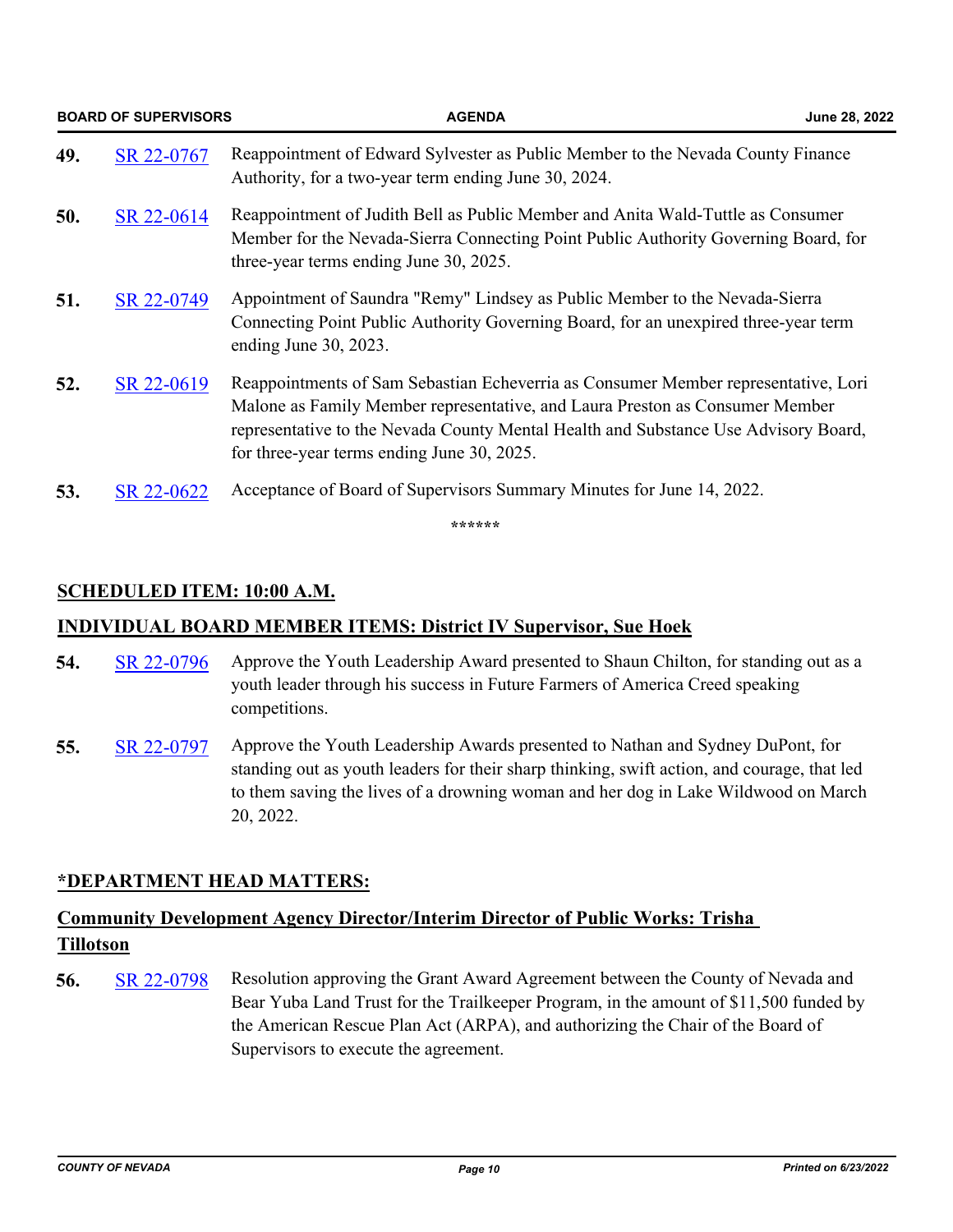49. SR 22-0767 Reappointment of Edward Sylvester as Public Member to the Nevada County Finance Authority, for a two-year term ending June 30, 2024.

50. SR 22-0614 Reappointment of Judith Bell as Public Member and Anita Wald-Tuttle as Consumer Member for the Nevada-Sierra Connecting Point Public Authority Governing Board, for three-year terms ending June 30, 2025.

51. SR 22-0749 Appointment of Saundra "Remy" Lindsey as Public Member to the Nevada-Sierra Connecting Point Public Authority Governing Board, for an unexpired three-year term ending June 30, 2023.

52. SR 22-0619 Reappointments of Sam Sebastian Echeverria as Consumer Member representative, Lori Malone as Family Member representative, and Laura Preston as Consumer Member representative to the Nevada County Mental Health and Substance Use Advisory Board, for three-year terms ending June 30, 2025.

53. SR 22-0622 Acceptance of Board of Supervisors Summary Minutes for June 14, 2022.

******

## SCHEDULED ITEM: 10:00 A.M.

## INDIVIDUAL BOARD MEMBER ITEMS: District IV Supervisor, Sue Hoek

54. SR 22-0796 Approve the Youth Leadership Award presented to Shaun Chilton, for standing out as a youth leader through his success in Future Farmers of America Creed speaking competitions.

55. SR 22-0797 Approve the Youth Leadership Awards presented to Nathan and Sydney DuPont, for standing out as youth leaders for their sharp thinking, swift action, and courage, that led to them saving the lives of a drowning woman and her dog in Lake Wildwood on March 20, 2022.

## *DEPARTMENT HEAD MATTERS:

### Community Development Agency Director/Interim Director of Public Works: Trisha Tillotson

56. SR 22-0798 Resolution approving the Grant Award Agreement between the County of Nevada and Bear Yuba Land Trust for the Trailkeeper Program, in the amount of $11,500 funded by the American Rescue Plan Act (ARPA), and authorizing the Chair of the Board of Supervisors to execute the agreement.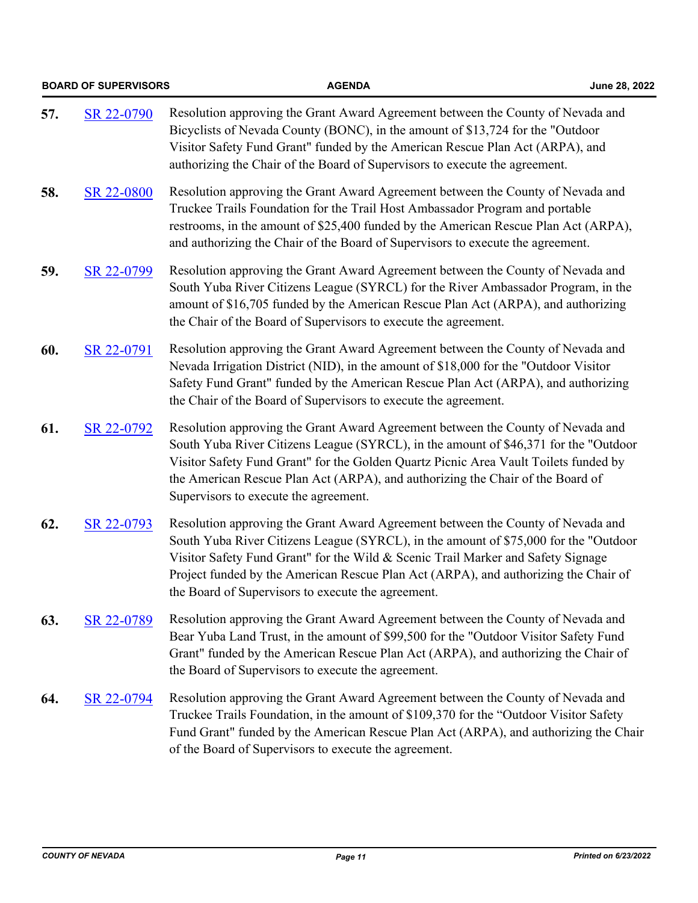**57.** SR 22-0790 Resolution approving the Grant Award Agreement between the County of Nevada and Bicyclists of Nevada County (BONC), in the amount of $13,724 for the "Outdoor Visitor Safety Fund Grant" funded by the American Rescue Plan Act (ARPA), and authorizing the Chair of the Board of Supervisors to execute the agreement.

**58.** SR 22-0800 Resolution approving the Grant Award Agreement between the County of Nevada and Truckee Trails Foundation for the Trail Host Ambassador Program and portable restrooms, in the amount of $25,400 funded by the American Rescue Plan Act (ARPA), and authorizing the Chair of the Board of Supervisors to execute the agreement.

**59.** SR 22-0799 Resolution approving the Grant Award Agreement between the County of Nevada and South Yuba River Citizens League (SYRCL) for the River Ambassador Program, in the amount of $16,705 funded by the American Rescue Plan Act (ARPA), and authorizing the Chair of the Board of Supervisors to execute the agreement.

**60.** SR 22-0791 Resolution approving the Grant Award Agreement between the County of Nevada and Nevada Irrigation District (NID), in the amount of $18,000 for the "Outdoor Visitor Safety Fund Grant" funded by the American Rescue Plan Act (ARPA), and authorizing the Chair of the Board of Supervisors to execute the agreement.

**61.** SR 22-0792 Resolution approving the Grant Award Agreement between the County of Nevada and South Yuba River Citizens League (SYRCL), in the amount of $46,371 for the "Outdoor Visitor Safety Fund Grant" for the Golden Quartz Picnic Area Vault Toilets funded by the American Rescue Plan Act (ARPA), and authorizing the Chair of the Board of Supervisors to execute the agreement.

**62.** SR 22-0793 Resolution approving the Grant Award Agreement between the County of Nevada and South Yuba River Citizens League (SYRCL), in the amount of $75,000 for the "Outdoor Visitor Safety Fund Grant" for the Wild & Scenic Trail Marker and Safety Signage Project funded by the American Rescue Plan Act (ARPA), and authorizing the Chair of the Board of Supervisors to execute the agreement.

**63.** SR 22-0789 Resolution approving the Grant Award Agreement between the County of Nevada and Bear Yuba Land Trust, in the amount of $99,500 for the "Outdoor Visitor Safety Fund Grant" funded by the American Rescue Plan Act (ARPA), and authorizing the Chair of the Board of Supervisors to execute the agreement.

**64.** SR 22-0794 Resolution approving the Grant Award Agreement between the County of Nevada and Truckee Trails Foundation, in the amount of $109,370 for the "Outdoor Visitor Safety Fund Grant" funded by the American Rescue Plan Act (ARPA), and authorizing the Chair of the Board of Supervisors to execute the agreement.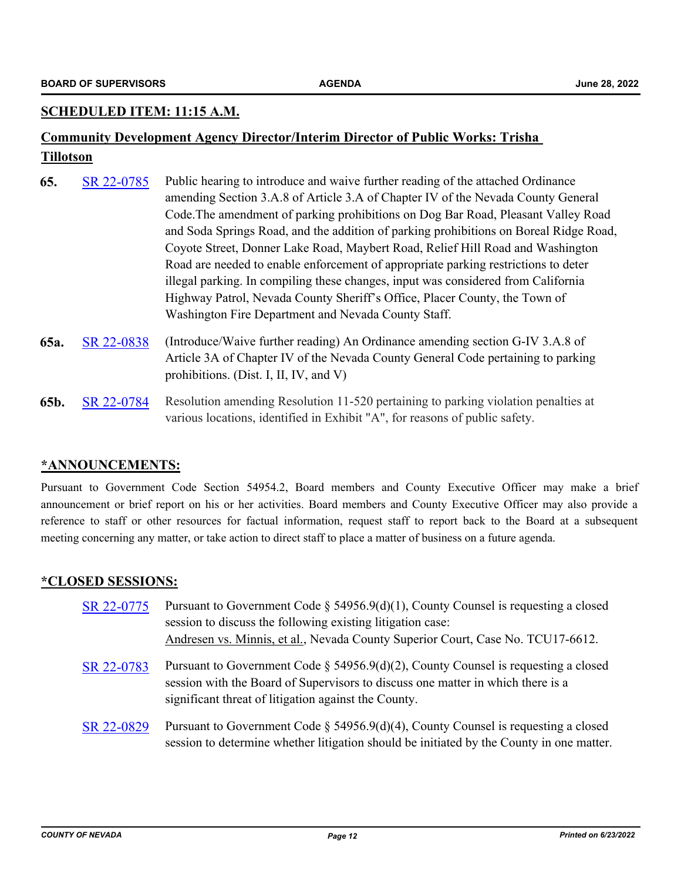## SCHEDULED ITEM: 11:15 A.M.

## Community Development Agency Director/Interim Director of Public Works: Trisha Tillotson

**65.** SR 22-0785 Public hearing to introduce and waive further reading of the attached Ordinance amending Section 3.A.8 of Article 3.A of Chapter IV of the Nevada County General Code.The amendment of parking prohibitions on Dog Bar Road, Pleasant Valley Road and Soda Springs Road, and the addition of parking prohibitions on Boreal Ridge Road, Coyote Street, Donner Lake Road, Maybert Road, Relief Hill Road and Washington Road are needed to enable enforcement of appropriate parking restrictions to deter illegal parking. In compiling these changes, input was considered from California Highway Patrol, Nevada County Sheriff's Office, Placer County, the Town of Washington Fire Department and Nevada County Staff.

**65a.** SR 22-0838 (Introduce/Waive further reading) An Ordinance amending section G-IV 3.A.8 of Article 3A of Chapter IV of the Nevada County General Code pertaining to parking prohibitions. (Dist. I, II, IV, and V)

**65b.** SR 22-0784 Resolution amending Resolution 11-520 pertaining to parking violation penalties at various locations, identified in Exhibit "A", for reasons of public safety.

## *ANNOUNCEMENTS:

Pursuant to Government Code Section 54954.2, Board members and County Executive Officer may make a brief announcement or brief report on his or her activities. Board members and County Executive Officer may also provide a reference to staff or other resources for factual information, request staff to report back to the Board at a subsequent meeting concerning any matter, or take action to direct staff to place a matter of business on a future agenda.

## *CLOSED SESSIONS:

SR 22-0775 Pursuant to Government Code § 54956.9(d)(1), County Counsel is requesting a closed session to discuss the following existing litigation case:
Andresen vs. Minnis, et al., Nevada County Superior Court, Case No. TCU17-6612.

SR 22-0783 Pursuant to Government Code § 54956.9(d)(2), County Counsel is requesting a closed session with the Board of Supervisors to discuss one matter in which there is a significant threat of litigation against the County.

SR 22-0829 Pursuant to Government Code § 54956.9(d)(4), County Counsel is requesting a closed session to determine whether litigation should be initiated by the County in one matter.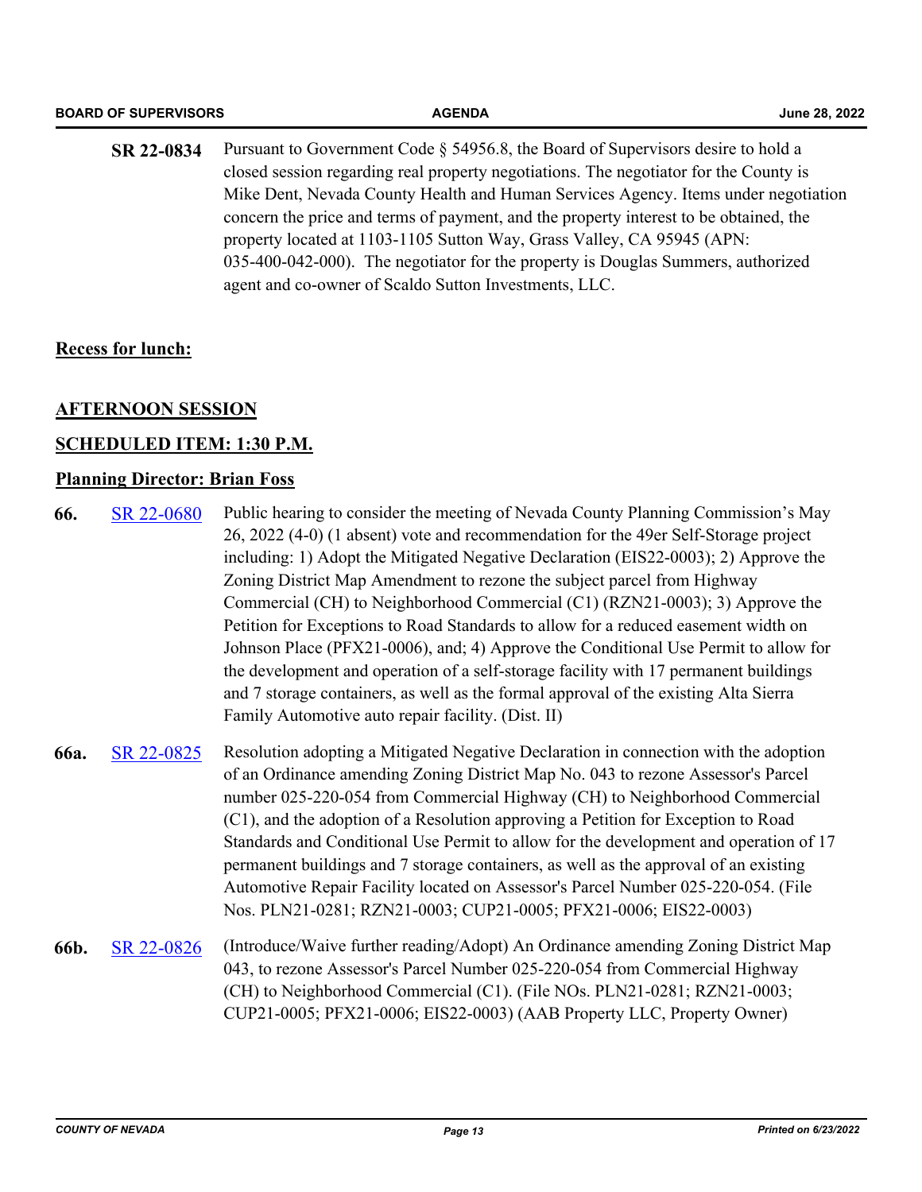**SR 22-0834** Pursuant to Government Code § 54956.8, the Board of Supervisors desire to hold a closed session regarding real property negotiations. The negotiator for the County is Mike Dent, Nevada County Health and Human Services Agency. Items under negotiation concern the price and terms of payment, and the property interest to be obtained, the property located at 1103-1105 Sutton Way, Grass Valley, CA 95945 (APN: 035-400-042-000). The negotiator for the property is Douglas Summers, authorized agent and co-owner of Scaldo Sutton Investments, LLC.

**Recess for lunch:**

## AFTERNOON SESSION

### SCHEDULED ITEM: 1:30 P.M.

### Planning Director: Brian Foss

**66.** SR 22-0680 Public hearing to consider the meeting of Nevada County Planning Commission's May 26, 2022 (4-0) (1 absent) vote and recommendation for the 49er Self-Storage project including: 1) Adopt the Mitigated Negative Declaration (EIS22-0003); 2) Approve the Zoning District Map Amendment to rezone the subject parcel from Highway Commercial (CH) to Neighborhood Commercial (C1) (RZN21-0003); 3) Approve the Petition for Exceptions to Road Standards to allow for a reduced easement width on Johnson Place (PFX21-0006), and; 4) Approve the Conditional Use Permit to allow for the development and operation of a self-storage facility with 17 permanent buildings and 7 storage containers, as well as the formal approval of the existing Alta Sierra Family Automotive auto repair facility. (Dist. II)

**66a.** SR 22-0825 Resolution adopting a Mitigated Negative Declaration in connection with the adoption of an Ordinance amending Zoning District Map No. 043 to rezone Assessor's Parcel number 025-220-054 from Commercial Highway (CH) to Neighborhood Commercial (C1), and the adoption of a Resolution approving a Petition for Exception to Road Standards and Conditional Use Permit to allow for the development and operation of 17 permanent buildings and 7 storage containers, as well as the approval of an existing Automotive Repair Facility located on Assessor's Parcel Number 025-220-054. (File Nos. PLN21-0281; RZN21-0003; CUP21-0005; PFX21-0006; EIS22-0003)

**66b.** SR 22-0826 (Introduce/Waive further reading/Adopt) An Ordinance amending Zoning District Map 043, to rezone Assessor's Parcel Number 025-220-054 from Commercial Highway (CH) to Neighborhood Commercial (C1). (File NOs. PLN21-0281; RZN21-0003; CUP21-0005; PFX21-0006; EIS22-0003) (AAB Property LLC, Property Owner)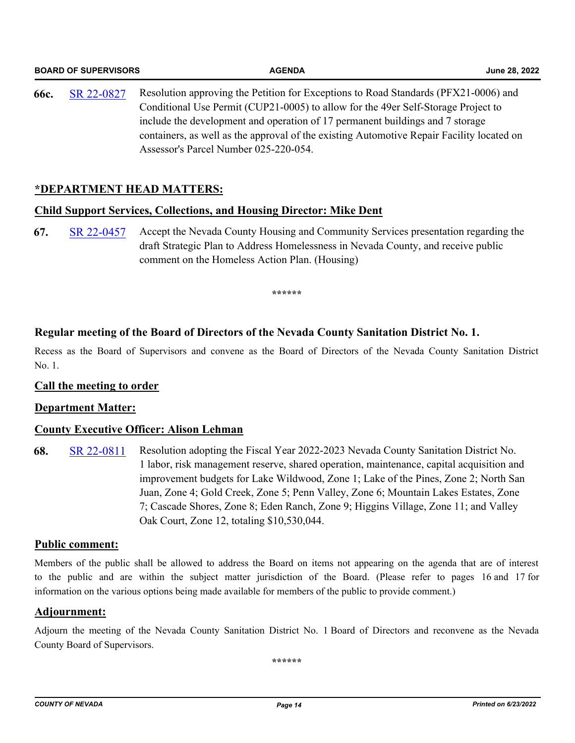**66c.** SR 22-0827 Resolution approving the Petition for Exceptions to Road Standards (PFX21-0006) and Conditional Use Permit (CUP21-0005) to allow for the 49er Self-Storage Project to include the development and operation of 17 permanent buildings and 7 storage containers, as well as the approval of the existing Automotive Repair Facility located on Assessor's Parcel Number 025-220-054.

## *DEPARTMENT HEAD MATTERS:

### Child Support Services, Collections, and Housing Director: Mike Dent

**67.** SR 22-0457 Accept the Nevada County Housing and Community Services presentation regarding the draft Strategic Plan to Address Homelessness in Nevada County, and receive public comment on the Homeless Action Plan. (Housing)

******

## Regular meeting of the Board of Directors of the Nevada County Sanitation District No. 1.

Recess as the Board of Supervisors and convene as the Board of Directors of the Nevada County Sanitation District No. 1.

### Call the meeting to order

### Department Matter:

### County Executive Officer: Alison Lehman

**68.** SR 22-0811 Resolution adopting the Fiscal Year 2022-2023 Nevada County Sanitation District No. 1 labor, risk management reserve, shared operation, maintenance, capital acquisition and improvement budgets for Lake Wildwood, Zone 1; Lake of the Pines, Zone 2; North San Juan, Zone 4; Gold Creek, Zone 5; Penn Valley, Zone 6; Mountain Lakes Estates, Zone 7; Cascade Shores, Zone 8; Eden Ranch, Zone 9; Higgins Village, Zone 11; and Valley Oak Court, Zone 12, totaling $10,530,044.

### Public comment:

Members of the public shall be allowed to address the Board on items not appearing on the agenda that are of interest to the public and are within the subject matter jurisdiction of the Board. (Please refer to pages 16 and 17 for information on the various options being made available for members of the public to provide comment.)

### Adjournment:

Adjourn the meeting of the Nevada County Sanitation District No. 1 Board of Directors and reconvene as the Nevada County Board of Supervisors.

******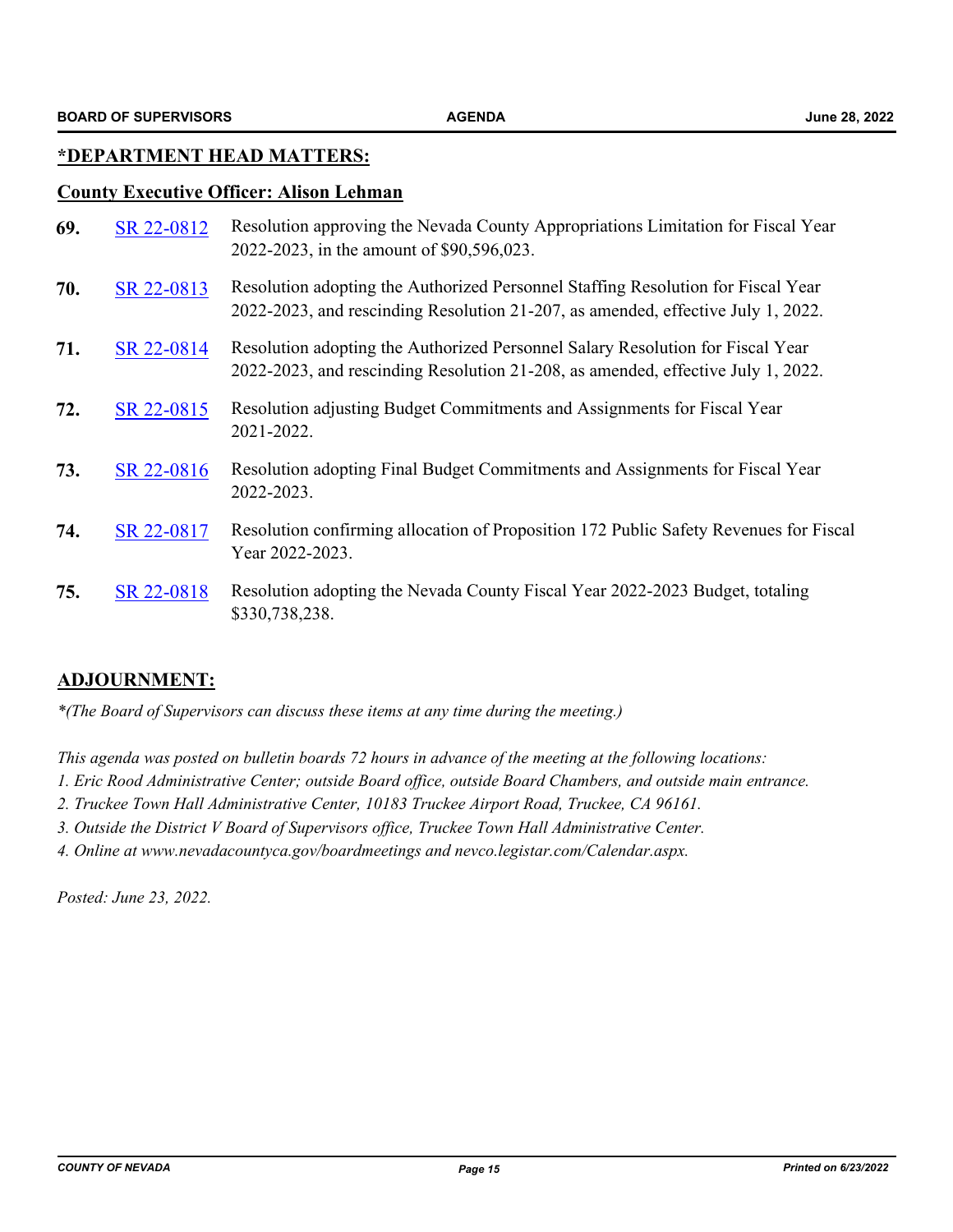## *DEPARTMENT HEAD MATTERS:

### County Executive Officer: Alison Lehman

**69.** SR 22-0812 Resolution approving the Nevada County Appropriations Limitation for Fiscal Year 2022-2023, in the amount of $90,596,023.

**70.** SR 22-0813 Resolution adopting the Authorized Personnel Staffing Resolution for Fiscal Year 2022-2023, and rescinding Resolution 21-207, as amended, effective July 1, 2022.

**71.** SR 22-0814 Resolution adopting the Authorized Personnel Salary Resolution for Fiscal Year 2022-2023, and rescinding Resolution 21-208, as amended, effective July 1, 2022.

**72.** SR 22-0815 Resolution adjusting Budget Commitments and Assignments for Fiscal Year 2021-2022.

**73.** SR 22-0816 Resolution adopting Final Budget Commitments and Assignments for Fiscal Year 2022-2023.

**74.** SR 22-0817 Resolution confirming allocation of Proposition 172 Public Safety Revenues for Fiscal Year 2022-2023.

**75.** SR 22-0818 Resolution adopting the Nevada County Fiscal Year 2022-2023 Budget, totaling $330,738,238.

## ADJOURNMENT:

*\*(The Board of Supervisors can discuss these items at any time during the meeting.)*

*This agenda was posted on bulletin boards 72 hours in advance of the meeting at the following locations:*
*1. Eric Rood Administrative Center; outside Board office, outside Board Chambers, and outside main entrance.*
*2. Truckee Town Hall Administrative Center, 10183 Truckee Airport Road, Truckee, CA 96161.*
*3. Outside the District V Board of Supervisors office, Truckee Town Hall Administrative Center.*
*4. Online at www.nevadacountyca.gov/boardmeetings and nevco.legistar.com/Calendar.aspx.*

*Posted: June 23, 2022.*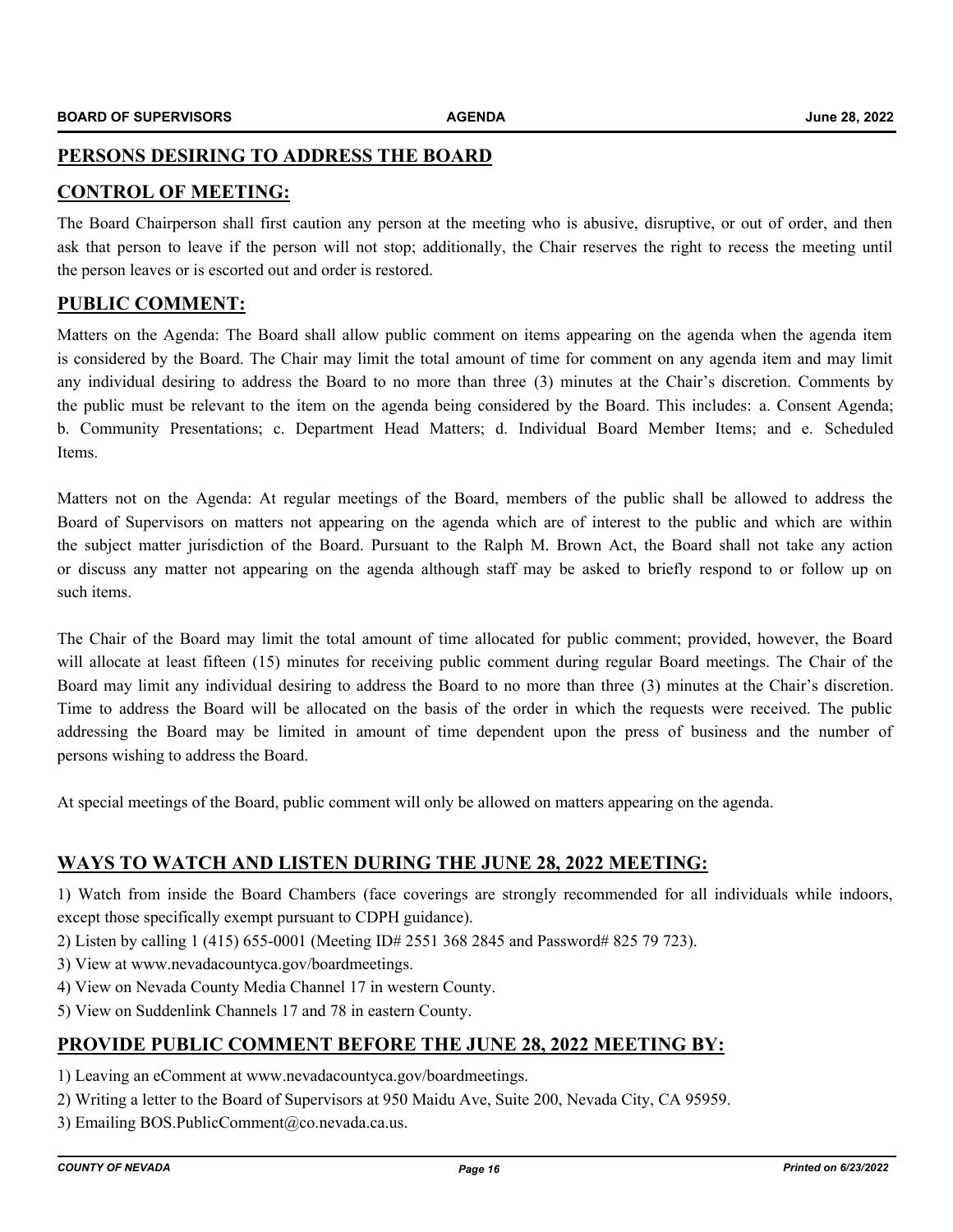## PERSONS DESIRING TO ADDRESS THE BOARD

## CONTROL OF MEETING:

The Board Chairperson shall first caution any person at the meeting who is abusive, disruptive, or out of order, and then ask that person to leave if the person will not stop; additionally, the Chair reserves the right to recess the meeting until the person leaves or is escorted out and order is restored.

## PUBLIC COMMENT:

Matters on the Agenda: The Board shall allow public comment on items appearing on the agenda when the agenda item is considered by the Board. The Chair may limit the total amount of time for comment on any agenda item and may limit any individual desiring to address the Board to no more than three (3) minutes at the Chair's discretion. Comments by the public must be relevant to the item on the agenda being considered by the Board. This includes: a. Consent Agenda; b. Community Presentations; c. Department Head Matters; d. Individual Board Member Items; and e. Scheduled Items.

Matters not on the Agenda: At regular meetings of the Board, members of the public shall be allowed to address the Board of Supervisors on matters not appearing on the agenda which are of interest to the public and which are within the subject matter jurisdiction of the Board. Pursuant to the Ralph M. Brown Act, the Board shall not take any action or discuss any matter not appearing on the agenda although staff may be asked to briefly respond to or follow up on such items.

The Chair of the Board may limit the total amount of time allocated for public comment; provided, however, the Board will allocate at least fifteen (15) minutes for receiving public comment during regular Board meetings. The Chair of the Board may limit any individual desiring to address the Board to no more than three (3) minutes at the Chair's discretion. Time to address the Board will be allocated on the basis of the order in which the requests were received. The public addressing the Board may be limited in amount of time dependent upon the press of business and the number of persons wishing to address the Board.

At special meetings of the Board, public comment will only be allowed on matters appearing on the agenda.

## WAYS TO WATCH AND LISTEN DURING THE JUNE 28, 2022 MEETING:

1) Watch from inside the Board Chambers (face coverings are strongly recommended for all individuals while indoors, except those specifically exempt pursuant to CDPH guidance).
2) Listen by calling 1 (415) 655-0001 (Meeting ID# 2551 368 2845 and Password# 825 79 723).
3) View at www.nevadacountyca.gov/boardmeetings.
4) View on Nevada County Media Channel 17 in western County.
5) View on Suddenlink Channels 17 and 78 in eastern County.

## PROVIDE PUBLIC COMMENT BEFORE THE JUNE 28, 2022 MEETING BY:

1) Leaving an eComment at www.nevadacountyca.gov/boardmeetings.
2) Writing a letter to the Board of Supervisors at 950 Maidu Ave, Suite 200, Nevada City, CA 95959.
3) Emailing BOS.PublicComment@co.nevada.ca.us.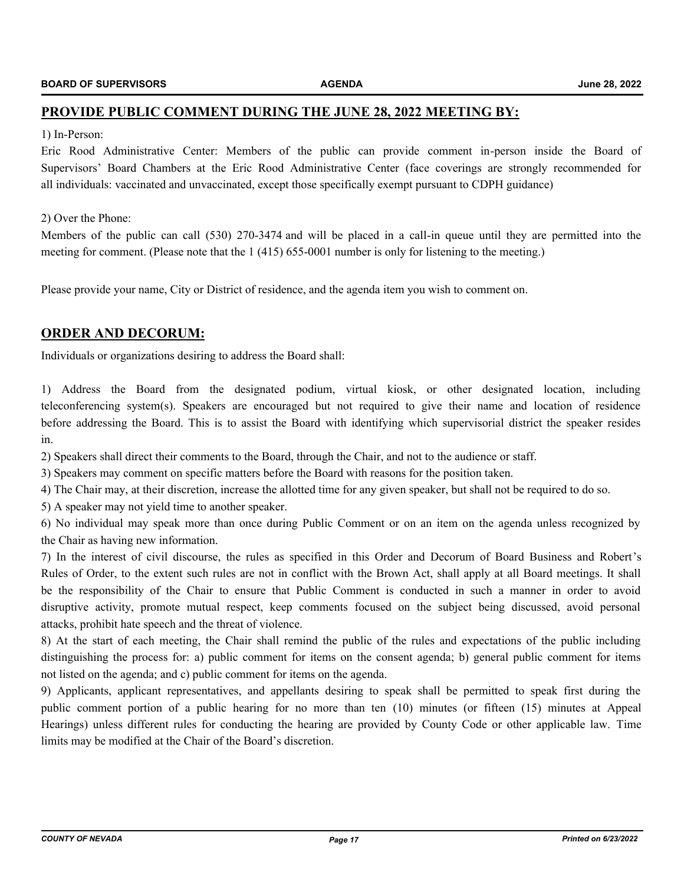## PROVIDE PUBLIC COMMENT DURING THE JUNE 28, 2022 MEETING BY:

1) In-Person:

Eric Rood Administrative Center: Members of the public can provide comment in-person inside the Board of Supervisors' Board Chambers at the Eric Rood Administrative Center (face coverings are strongly recommended for all individuals: vaccinated and unvaccinated, except those specifically exempt pursuant to CDPH guidance)

2) Over the Phone:

Members of the public can call (530) 270-3474 and will be placed in a call-in queue until they are permitted into the meeting for comment. (Please note that the 1 (415) 655-0001 number is only for listening to the meeting.)

Please provide your name, City or District of residence, and the agenda item you wish to comment on.

## ORDER AND DECORUM:

Individuals or organizations desiring to address the Board shall:

1) Address the Board from the designated podium, virtual kiosk, or other designated location, including teleconferencing system(s). Speakers are encouraged but not required to give their name and location of residence before addressing the Board. This is to assist the Board with identifying which supervisorial district the speaker resides in.

2) Speakers shall direct their comments to the Board, through the Chair, and not to the audience or staff.

3) Speakers may comment on specific matters before the Board with reasons for the position taken.

4) The Chair may, at their discretion, increase the allotted time for any given speaker, but shall not be required to do so.

5) A speaker may not yield time to another speaker.

6) No individual may speak more than once during Public Comment or on an item on the agenda unless recognized by the Chair as having new information.

7) In the interest of civil discourse, the rules as specified in this Order and Decorum of Board Business and Robert's Rules of Order, to the extent such rules are not in conflict with the Brown Act, shall apply at all Board meetings. It shall be the responsibility of the Chair to ensure that Public Comment is conducted in such a manner in order to avoid disruptive activity, promote mutual respect, keep comments focused on the subject being discussed, avoid personal attacks, prohibit hate speech and the threat of violence.

8) At the start of each meeting, the Chair shall remind the public of the rules and expectations of the public including distinguishing the process for: a) public comment for items on the consent agenda; b) general public comment for items not listed on the agenda; and c) public comment for items on the agenda.

9) Applicants, applicant representatives, and appellants desiring to speak shall be permitted to speak first during the public comment portion of a public hearing for no more than ten (10) minutes (or fifteen (15) minutes at Appeal Hearings) unless different rules for conducting the hearing are provided by County Code or other applicable law. Time limits may be modified at the Chair of the Board's discretion.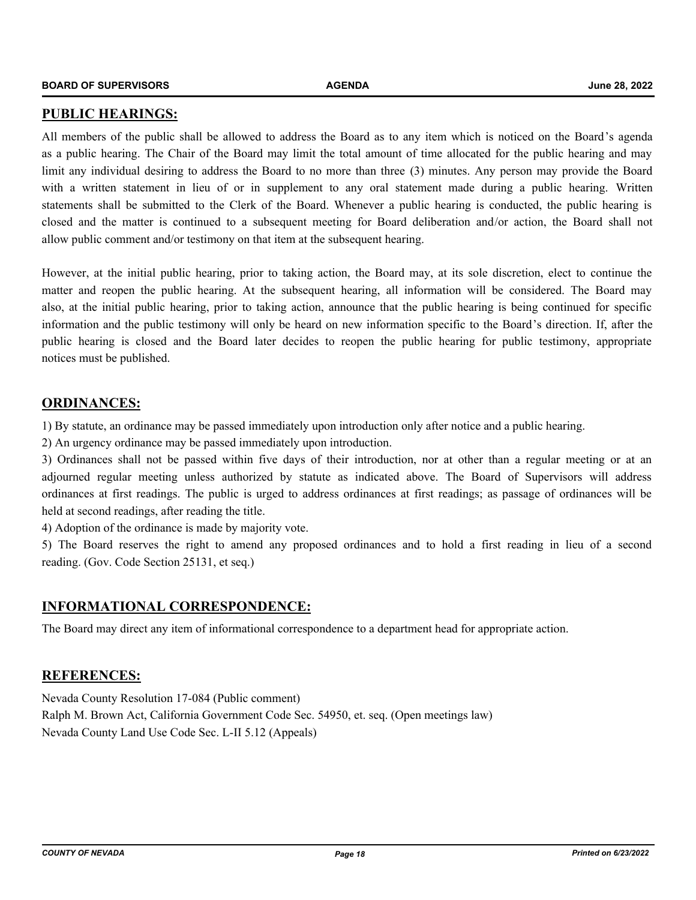## PUBLIC HEARINGS:

All members of the public shall be allowed to address the Board as to any item which is noticed on the Board's agenda as a public hearing. The Chair of the Board may limit the total amount of time allocated for the public hearing and may limit any individual desiring to address the Board to no more than three (3) minutes. Any person may provide the Board with a written statement in lieu of or in supplement to any oral statement made during a public hearing. Written statements shall be submitted to the Clerk of the Board. Whenever a public hearing is conducted, the public hearing is closed and the matter is continued to a subsequent meeting for Board deliberation and/or action, the Board shall not allow public comment and/or testimony on that item at the subsequent hearing.

However, at the initial public hearing, prior to taking action, the Board may, at its sole discretion, elect to continue the matter and reopen the public hearing. At the subsequent hearing, all information will be considered. The Board may also, at the initial public hearing, prior to taking action, announce that the public hearing is being continued for specific information and the public testimony will only be heard on new information specific to the Board's direction. If, after the public hearing is closed and the Board later decides to reopen the public hearing for public testimony, appropriate notices must be published.

## ORDINANCES:

1) By statute, an ordinance may be passed immediately upon introduction only after notice and a public hearing.

2) An urgency ordinance may be passed immediately upon introduction.

3) Ordinances shall not be passed within five days of their introduction, nor at other than a regular meeting or at an adjourned regular meeting unless authorized by statute as indicated above. The Board of Supervisors will address ordinances at first readings. The public is urged to address ordinances at first readings; as passage of ordinances will be held at second readings, after reading the title.

4) Adoption of the ordinance is made by majority vote.

5) The Board reserves the right to amend any proposed ordinances and to hold a first reading in lieu of a second reading. (Gov. Code Section 25131, et seq.)

## INFORMATIONAL CORRESPONDENCE:

The Board may direct any item of informational correspondence to a department head for appropriate action.

## REFERENCES:

Nevada County Resolution 17-084 (Public comment)
Ralph M. Brown Act, California Government Code Sec. 54950, et. seq. (Open meetings law)
Nevada County Land Use Code Sec. L-II 5.12 (Appeals)